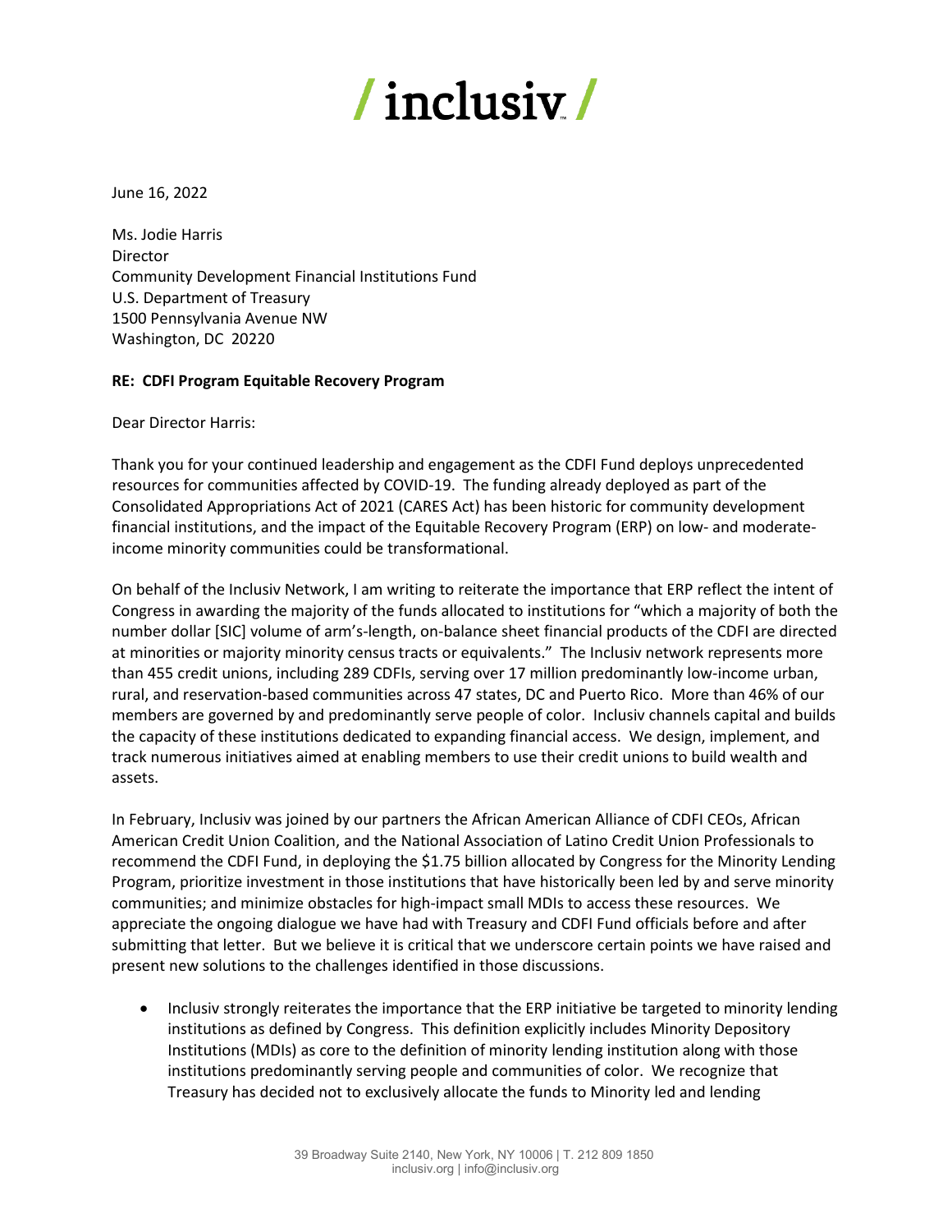# / inclusiv /

June 16, 2022

Ms. Jodie Harris
Director
Community Development Financial Institutions Fund
U.S. Department of Treasury
1500 Pennsylvania Avenue NW
Washington, DC 20220

**RE: CDFI Program Equitable Recovery Program**

Dear Director Harris:

Thank you for your continued leadership and engagement as the CDFI Fund deploys unprecedented resources for communities affected by COVID-19. The funding already deployed as part of the Consolidated Appropriations Act of 2021 (CARES Act) has been historic for community development financial institutions, and the impact of the Equitable Recovery Program (ERP) on low- and moderate-income minority communities could be transformational.

On behalf of the Inclusiv Network, I am writing to reiterate the importance that ERP reflect the intent of Congress in awarding the majority of the funds allocated to institutions for "which a majority of both the number dollar [SIC] volume of arm's-length, on-balance sheet financial products of the CDFI are directed at minorities or majority minority census tracts or equivalents." The Inclusiv network represents more than 455 credit unions, including 289 CDFIs, serving over 17 million predominantly low-income urban, rural, and reservation-based communities across 47 states, DC and Puerto Rico. More than 46% of our members are governed by and predominantly serve people of color. Inclusiv channels capital and builds the capacity of these institutions dedicated to expanding financial access. We design, implement, and track numerous initiatives aimed at enabling members to use their credit unions to build wealth and assets.

In February, Inclusiv was joined by our partners the African American Alliance of CDFI CEOs, African American Credit Union Coalition, and the National Association of Latino Credit Union Professionals to recommend the CDFI Fund, in deploying the $1.75 billion allocated by Congress for the Minority Lending Program, prioritize investment in those institutions that have historically been led by and serve minority communities; and minimize obstacles for high-impact small MDIs to access these resources. We appreciate the ongoing dialogue we have had with Treasury and CDFI Fund officials before and after submitting that letter. But we believe it is critical that we underscore certain points we have raised and present new solutions to the challenges identified in those discussions.

- Inclusiv strongly reiterates the importance that the ERP initiative be targeted to minority lending institutions as defined by Congress. This definition explicitly includes Minority Depository Institutions (MDIs) as core to the definition of minority lending institution along with those institutions predominantly serving people and communities of color. We recognize that Treasury has decided not to exclusively allocate the funds to Minority led and lending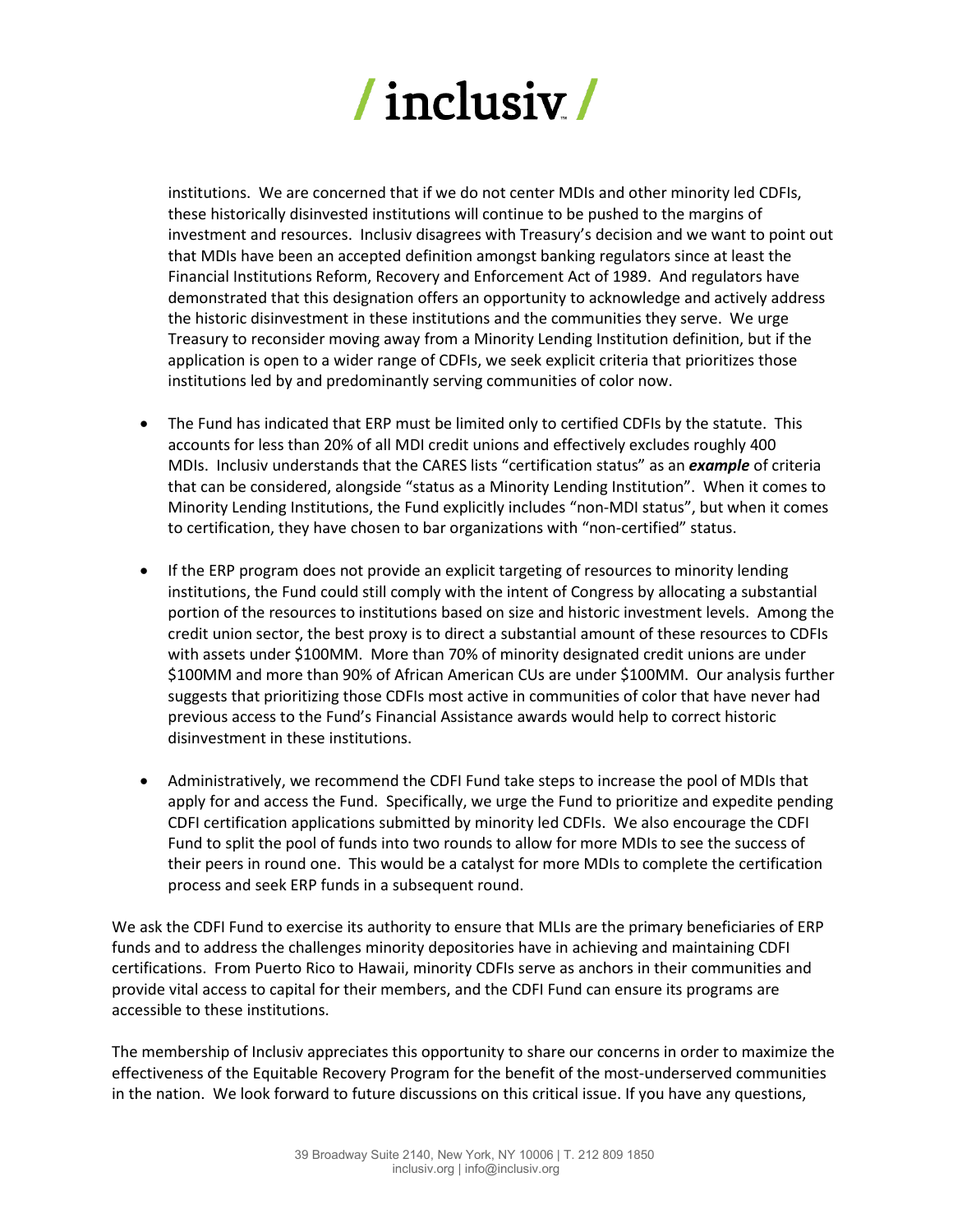institutions. We are concerned that if we do not center MDIs and other minority led CDFIs, these historically disinvested institutions will continue to be pushed to the margins of investment and resources. Inclusiv disagrees with Treasury's decision and we want to point out that MDIs have been an accepted definition amongst banking regulators since at least the Financial Institutions Reform, Recovery and Enforcement Act of 1989. And regulators have demonstrated that this designation offers an opportunity to acknowledge and actively address the historic disinvestment in these institutions and the communities they serve. We urge Treasury to reconsider moving away from a Minority Lending Institution definition, but if the application is open to a wider range of CDFIs, we seek explicit criteria that prioritizes those institutions led by and predominantly serving communities of color now.

- The Fund has indicated that ERP must be limited only to certified CDFIs by the statute. This accounts for less than 20% of all MDI credit unions and effectively excludes roughly 400 MDIs. Inclusiv understands that the CARES lists "certification status" as an ***example*** of criteria that can be considered, alongside "status as a Minority Lending Institution". When it comes to Minority Lending Institutions, the Fund explicitly includes "non-MDI status", but when it comes to certification, they have chosen to bar organizations with "non-certified" status.

- If the ERP program does not provide an explicit targeting of resources to minority lending institutions, the Fund could still comply with the intent of Congress by allocating a substantial portion of the resources to institutions based on size and historic investment levels. Among the credit union sector, the best proxy is to direct a substantial amount of these resources to CDFIs with assets under $100MM. More than 70% of minority designated credit unions are under $100MM and more than 90% of African American CUs are under $100MM. Our analysis further suggests that prioritizing those CDFIs most active in communities of color that have never had previous access to the Fund's Financial Assistance awards would help to correct historic disinvestment in these institutions.

- Administratively, we recommend the CDFI Fund take steps to increase the pool of MDIs that apply for and access the Fund. Specifically, we urge the Fund to prioritize and expedite pending CDFI certification applications submitted by minority led CDFIs. We also encourage the CDFI Fund to split the pool of funds into two rounds to allow for more MDIs to see the success of their peers in round one. This would be a catalyst for more MDIs to complete the certification process and seek ERP funds in a subsequent round.

We ask the CDFI Fund to exercise its authority to ensure that MLIs are the primary beneficiaries of ERP funds and to address the challenges minority depositories have in achieving and maintaining CDFI certifications. From Puerto Rico to Hawaii, minority CDFIs serve as anchors in their communities and provide vital access to capital for their members, and the CDFI Fund can ensure its programs are accessible to these institutions.

The membership of Inclusiv appreciates this opportunity to share our concerns in order to maximize the effectiveness of the Equitable Recovery Program for the benefit of the most-underserved communities in the nation. We look forward to future discussions on this critical issue. If you have any questions,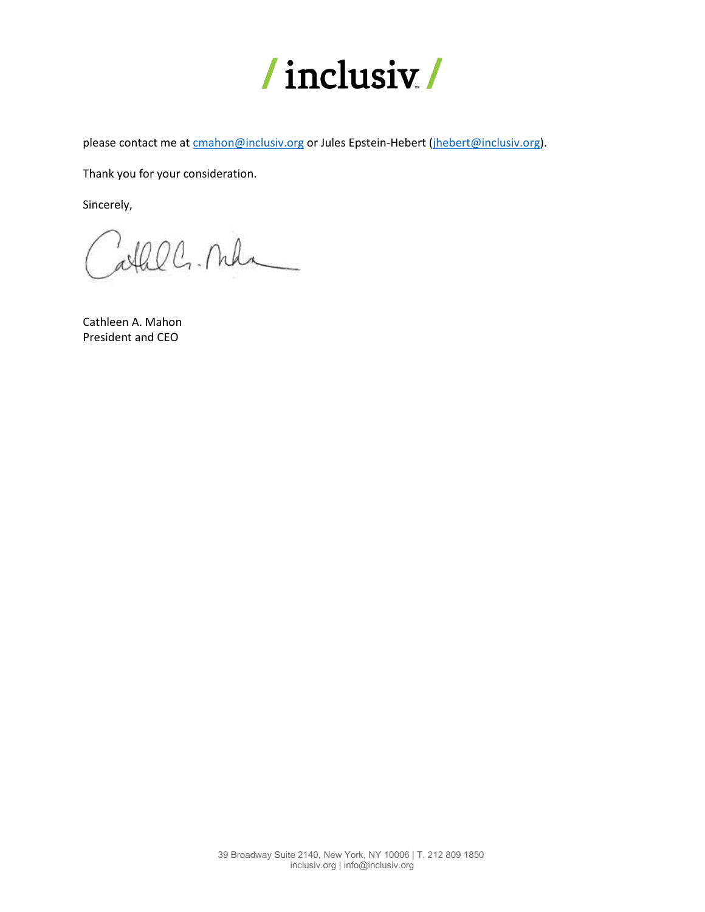please contact me at cmahon@inclusiv.org or Jules Epstein-Hebert (jhebert@inclusiv.org).

Thank you for your consideration.

Sincerely,

Cathleen A. Mahon
President and CEO